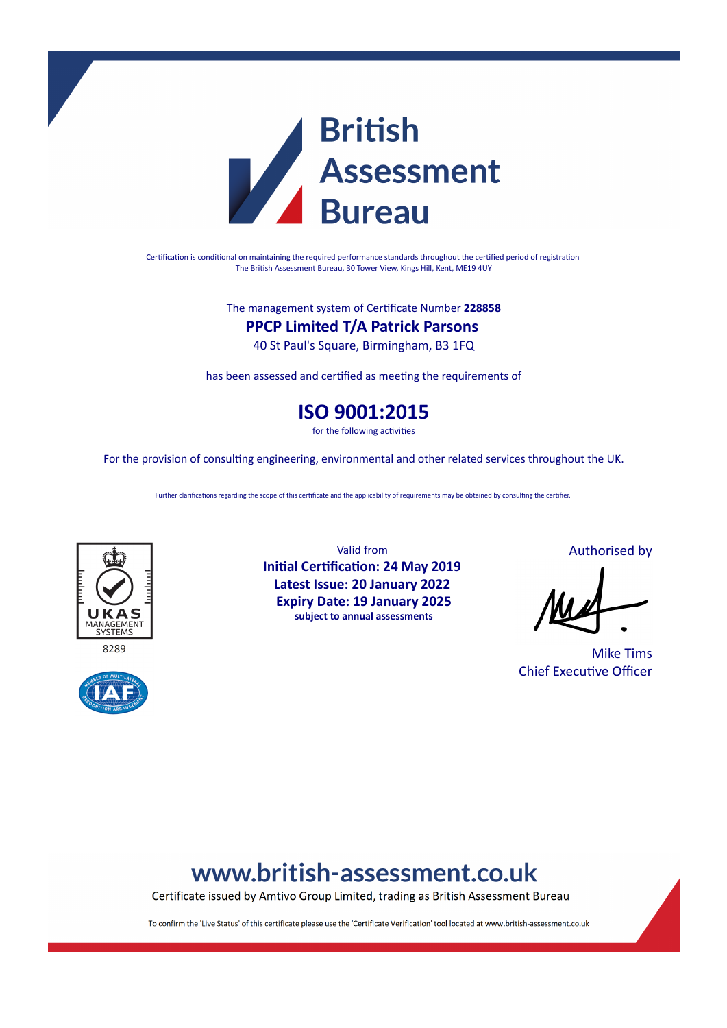# British Assessment Bureau

Certification is conditional on maintaining the required performance standards throughout the certified period of registration
The British Assessment Bureau, 30 Tower View, Kings Hill, Kent, ME19 4UY

The management system of Certificate Number **228858**

## PPCP Limited T/A Patrick Parsons

40 St Paul's Square, Birmingham, B3 1FQ

has been assessed and certified as meeting the requirements of

## ISO 9001:2015

for the following activities

For the provision of consulting engineering, environmental and other related services throughout the UK.

Further clarifications regarding the scope of this certificate and the applicability of requirements may be obtained by consulting the certifier.

UKAS MANAGEMENT SYSTEMS
8289

Valid from
**Initial Certification: 24 May 2019**
**Latest Issue: 20 January 2022**
**Expiry Date: 19 January 2025**
**subject to annual assessments**

Authorised by

Mike Tims
Chief Executive Officer

## www.british-assessment.co.uk

Certificate issued by Amtivo Group Limited, trading as British Assessment Bureau

To confirm the 'Live Status' of this certificate please use the 'Certificate Verification' tool located at www.british-assessment.co.uk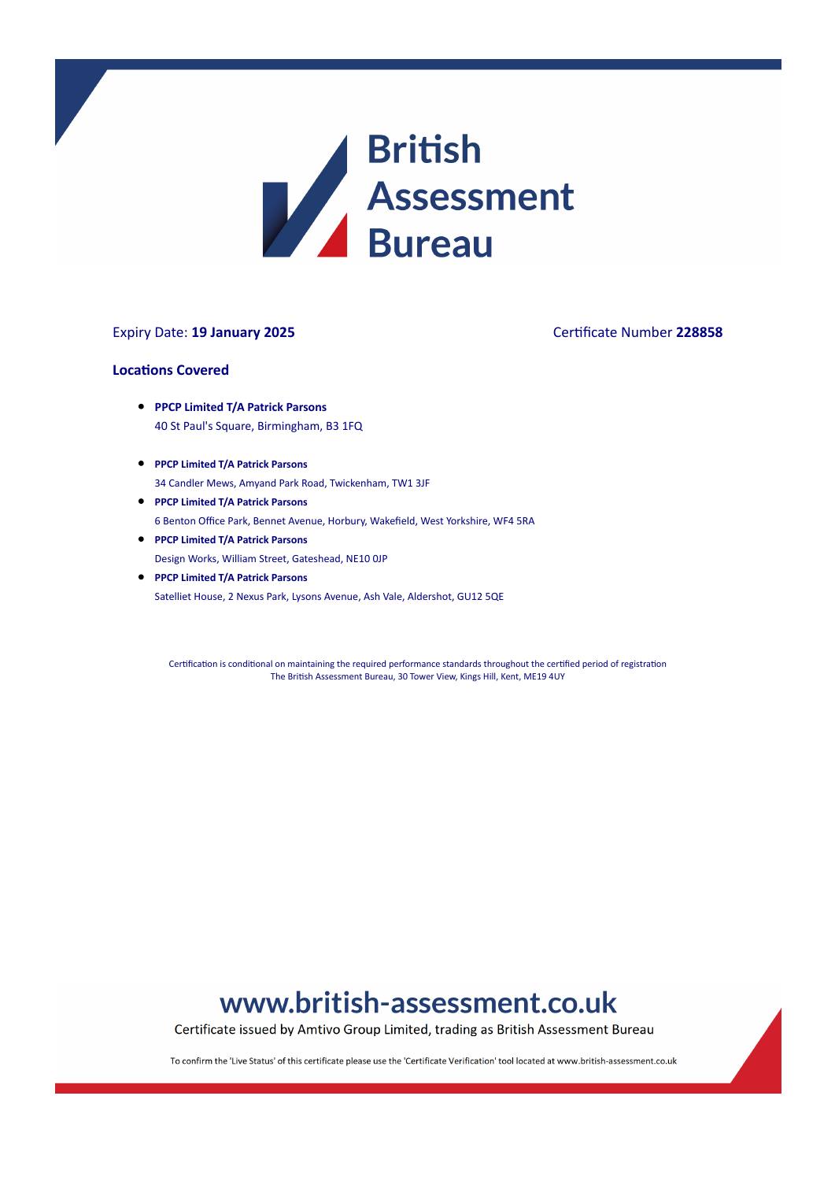# British Assessment Bureau

Expiry Date: **19 January 2025**

Certificate Number **228858**

### Locations Covered

- **PPCP Limited T/A Patrick Parsons**
  40 St Paul's Square, Birmingham, B3 1FQ
- **PPCP Limited T/A Patrick Parsons**
  34 Candler Mews, Amyand Park Road, Twickenham, TW1 3JF
- **PPCP Limited T/A Patrick Parsons**
  6 Benton Office Park, Bennet Avenue, Horbury, Wakefield, West Yorkshire, WF4 5RA
- **PPCP Limited T/A Patrick Parsons**
  Design Works, William Street, Gateshead, NE10 0JP
- **PPCP Limited T/A Patrick Parsons**
  Satelliet House, 2 Nexus Park, Lysons Avenue, Ash Vale, Aldershot, GU12 5QE

Certification is conditional on maintaining the required performance standards throughout the certified period of registration
The British Assessment Bureau, 30 Tower View, Kings Hill, Kent, ME19 4UY

**www.british-assessment.co.uk**

Certificate issued by Amtivo Group Limited, trading as British Assessment Bureau

To confirm the 'Live Status' of this certificate please use the 'Certificate Verification' tool located at www.british-assessment.co.uk